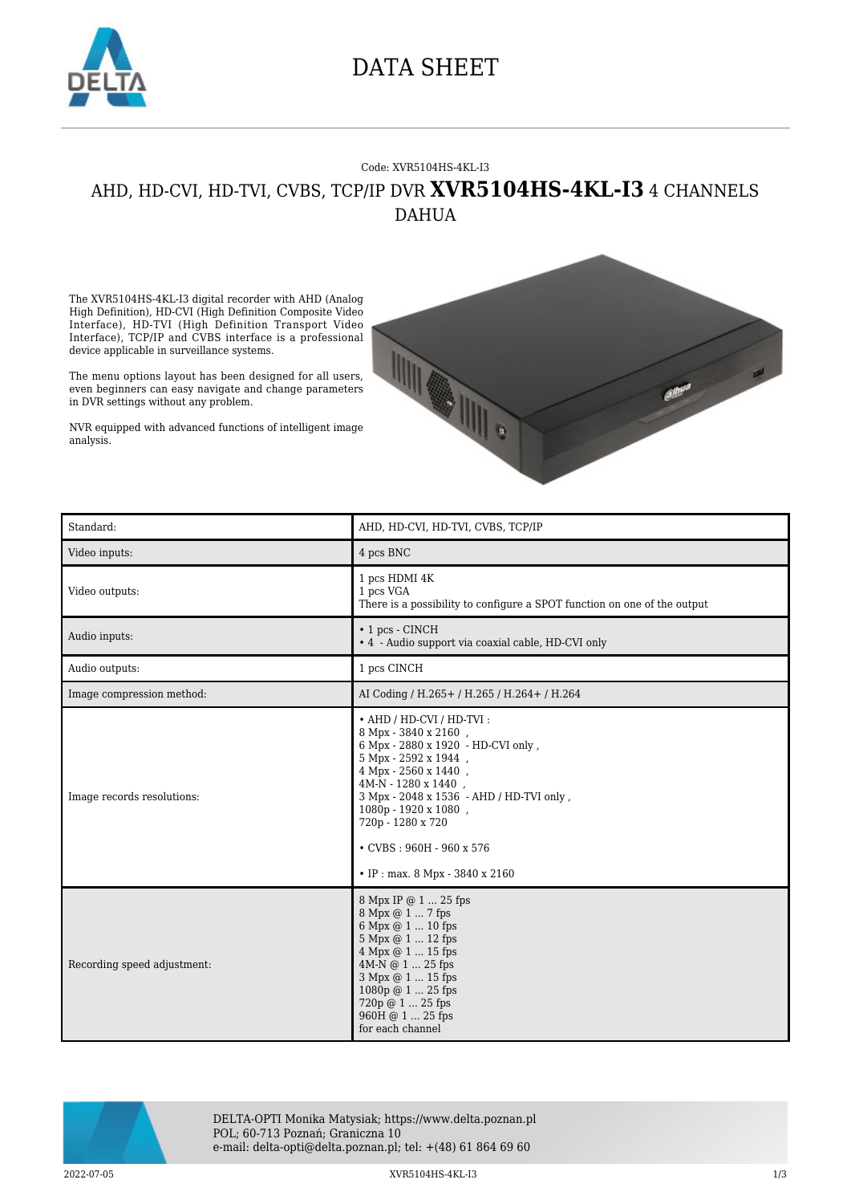# DATA SHEET

Code: XVR5104HS-4KL-I3

## AHD, HD-CVI, HD-TVI, CVBS, TCP/IP DVR **XVR5104HS-4KL-I3** 4 CHANNELS DAHUA

The XVR5104HS-4KL-I3 digital recorder with AHD (Analog High Definition), HD-CVI (High Definition Composite Video Interface), HD-TVI (High Definition Transport Video Interface), TCP/IP and CVBS interface is a professional device applicable in surveillance systems.

The menu options layout has been designed for all users, even beginners can easy navigate and change parameters in DVR settings without any problem.

NVR equipped with advanced functions of intelligent image analysis.

| | |
|---|---|
| Standard: | AHD, HD-CVI, HD-TVI, CVBS, TCP/IP |
| Video inputs: | 4 pcs BNC |
| Video outputs: | 1 pcs HDMI 4K<br>1 pcs VGA<br>There is a possibility to configure a SPOT function on one of the output |
| Audio inputs: | • 1 pcs - CINCH<br>• 4 - Audio support via coaxial cable, HD-CVI only |
| Audio outputs: | 1 pcs CINCH |
| Image compression method: | AI Coding / H.265+ / H.265 / H.264+ / H.264 |
| Image records resolutions: | • AHD / HD-CVI / HD-TVI :<br>8 Mpx - 3840 x 2160 ,<br>6 Mpx - 2880 x 1920 - HD-CVI only ,<br>5 Mpx - 2592 x 1944 ,<br>4 Mpx - 2560 x 1440 ,<br>4M-N - 1280 x 1440 ,<br>3 Mpx - 2048 x 1536 - AHD / HD-TVI only ,<br>1080p - 1920 x 1080 ,<br>720p - 1280 x 720<br><br>• CVBS : 960H - 960 x 576<br><br>• IP : max. 8 Mpx - 3840 x 2160 |
| Recording speed adjustment: | 8 Mpx IP @ 1 ... 25 fps<br>8 Mpx @ 1 ... 7 fps<br>6 Mpx @ 1 ... 10 fps<br>5 Mpx @ 1 ... 12 fps<br>4 Mpx @ 1 ... 15 fps<br>4M-N @ 1 ... 25 fps<br>3 Mpx @ 1 ... 15 fps<br>1080p @ 1 ... 25 fps<br>720p @ 1 ... 25 fps<br>960H @ 1 ... 25 fps<br>for each channel |

DELTA-OPTI Monika Matysiak; https://www.delta.poznan.pl
POL; 60-713 Poznań; Graniczna 10
e-mail: delta-opti@delta.poznan.pl; tel: +(48) 61 864 69 60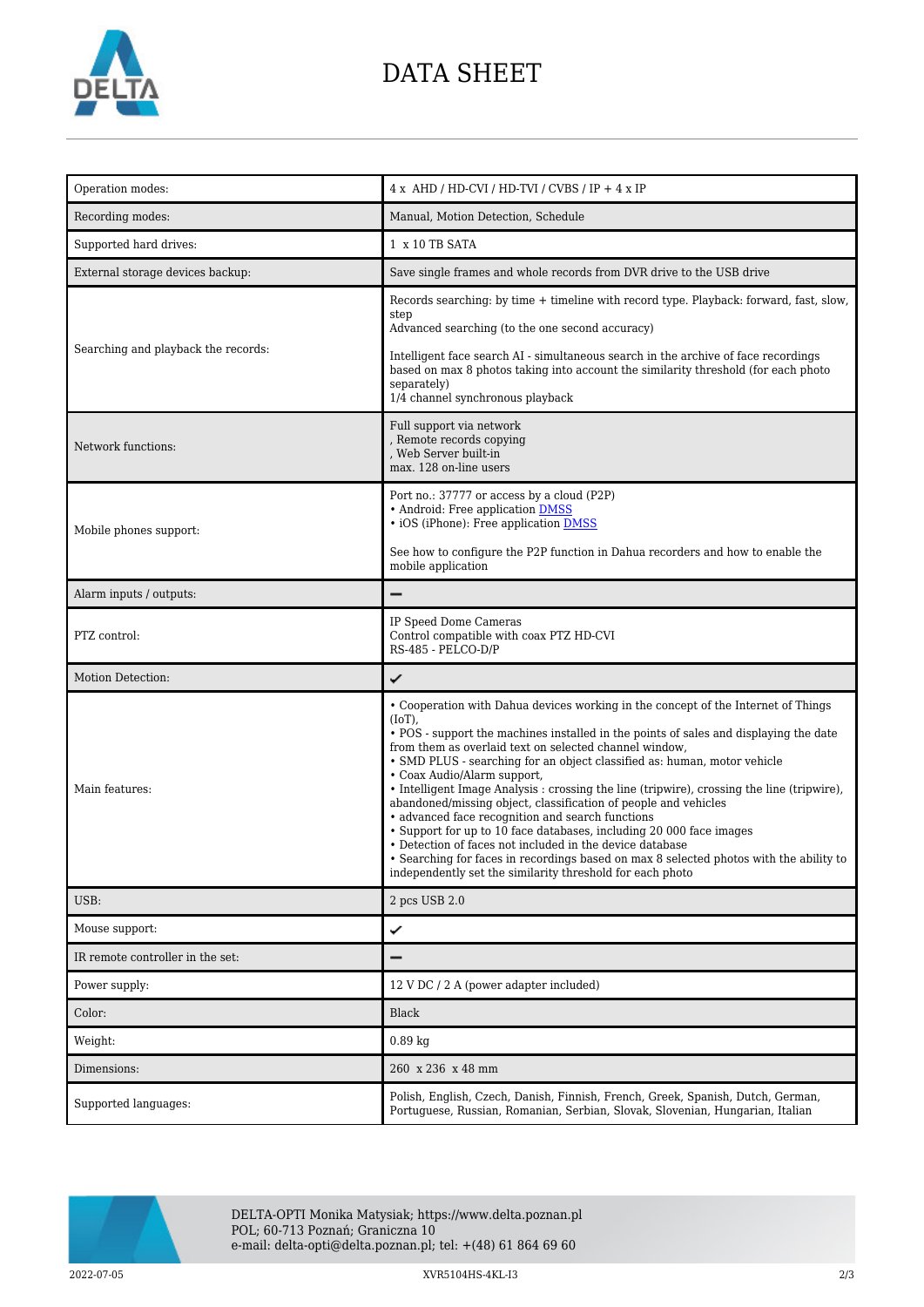# DATA SHEET

| | |
|---|---|
| Operation modes: | 4 x AHD / HD-CVI / HD-TVI / CVBS / IP + 4 x IP |
| Recording modes: | Manual, Motion Detection, Schedule |
| Supported hard drives: | 1 x 10 TB SATA |
| External storage devices backup: | Save single frames and whole records from DVR drive to the USB drive |
| Searching and playback the records: | Records searching: by time + timeline with record type. Playback: forward, fast, slow, step<br>Advanced searching (to the one second accuracy)<br><br>Intelligent face search AI - simultaneous search in the archive of face recordings based on max 8 photos taking into account the similarity threshold (for each photo separately)<br>1/4 channel synchronous playback |
| Network functions: | Full support via network<br>, Remote records copying<br>, Web Server built-in<br>max. 128 on-line users |
| Mobile phones support: | Port no.: 37777 or access by a cloud (P2P)<br>• Android: Free application DMSS<br>• iOS (iPhone): Free application DMSS<br><br>See how to configure the P2P function in Dahua recorders and how to enable the mobile application |
| Alarm inputs / outputs: | – |
| PTZ control: | IP Speed Dome Cameras<br>Control compatible with coax PTZ HD-CVI<br>RS-485 - PELCO-D/P |
| Motion Detection: | ✓ |
| Main features: | • Cooperation with Dahua devices working in the concept of the Internet of Things (IoT),<br>• POS - support the machines installed in the points of sales and displaying the date from them as overlaid text on selected channel window,<br>• SMD PLUS - searching for an object classified as: human, motor vehicle<br>• Coax Audio/Alarm support,<br>• Intelligent Image Analysis : crossing the line (tripwire), crossing the line (tripwire), abandoned/missing object, classification of people and vehicles<br>• advanced face recognition and search functions<br>• Support for up to 10 face databases, including 20 000 face images<br>• Detection of faces not included in the device database<br>• Searching for faces in recordings based on max 8 selected photos with the ability to independently set the similarity threshold for each photo |
| USB: | 2 pcs USB 2.0 |
| Mouse support: | ✓ |
| IR remote controller in the set: | – |
| Power supply: | 12 V DC / 2 A (power adapter included) |
| Color: | Black |
| Weight: | 0.89 kg |
| Dimensions: | 260 x 236 x 48 mm |
| Supported languages: | Polish, English, Czech, Danish, Finnish, French, Greek, Spanish, Dutch, German, Portuguese, Russian, Romanian, Serbian, Slovak, Slovenian, Hungarian, Italian |

DELTA-OPTI Monika Matysiak; https://www.delta.poznan.pl
POL; 60-713 Poznań; Graniczna 10
e-mail: delta-opti@delta.poznan.pl; tel: +(48) 61 864 69 60

2022-07-05 XVR5104HS-4KL-I3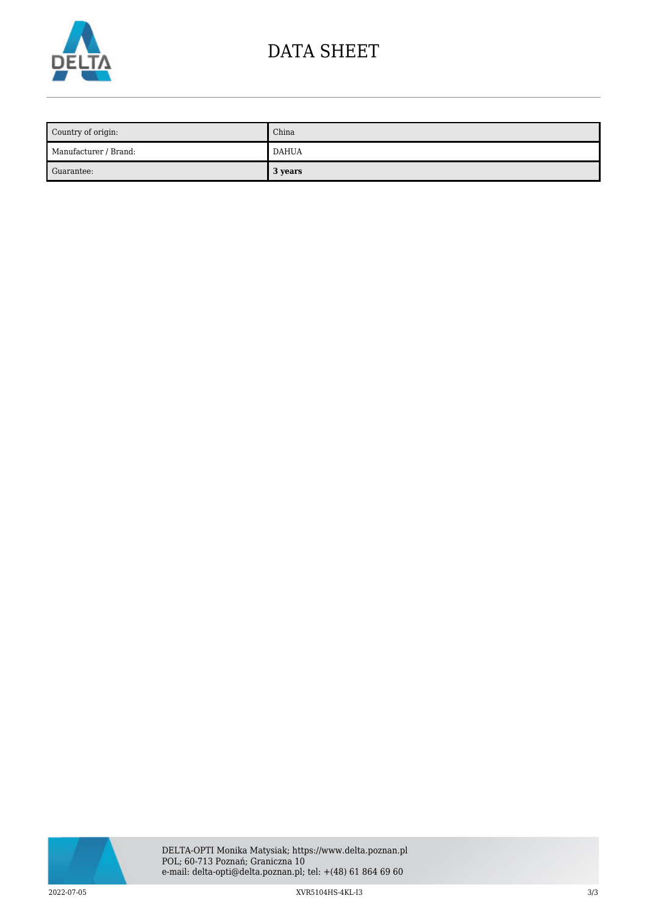# DATA SHEET

| | |
|---|---|
| Country of origin: | China |
| Manufacturer / Brand: | DAHUA |
| Guarantee: | **3 years** |

DELTA-OPTI Monika Matysiak; https://www.delta.poznan.pl
POL; 60-713 Poznań; Graniczna 10
e-mail: delta-opti@delta.poznan.pl; tel: +(48) 61 864 69 60